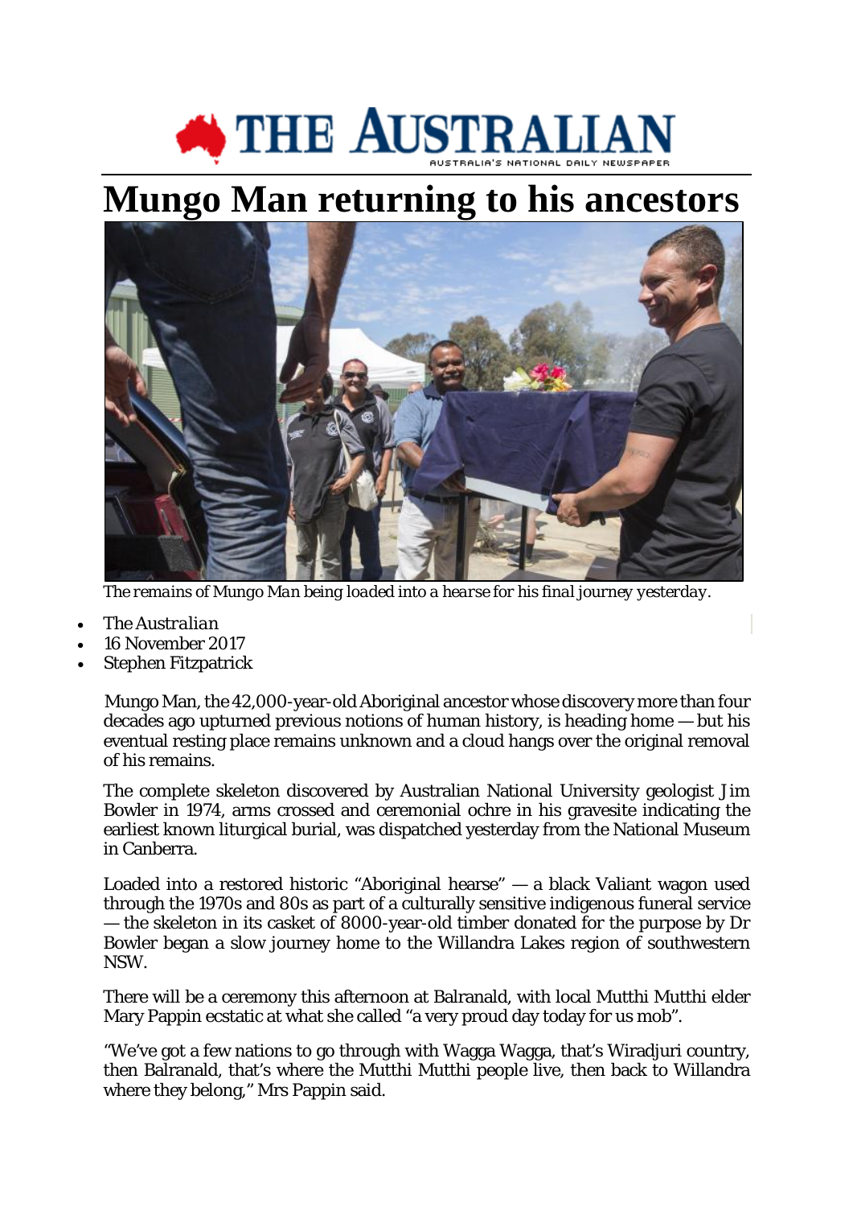# Mungo Man returning to his ancestors

*The remains of Mungo Man being loaded into a hearse for his final journey yesterday.*

- *The Australian*
- 16 November 2017
- Stephen Fitzpatrick

Mungo Man, the 42,000-year-old Aboriginal ancestor whose discovery more than four decades ago upturned previous notions of human history, is heading home — but his eventual resting place remains unknown and a cloud hangs over the original removal of his remains.

The complete skeleton discovered by Australian National University geologist Jim Bowler in 1974, arms crossed and ceremonial ochre in his gravesite indicating the earliest known liturgical burial, was dispatched yesterday from the National Museum in Canberra.

Loaded into a restored historic "Aboriginal hearse" — a black Valiant wagon used through the 1970s and 80s as part of a culturally sensitive indigenous funeral service — the skeleton in its casket of 8000-year-old timber donated for the purpose by Dr Bowler began a slow journey home to the Willandra Lakes region of southwestern NSW.

There will be a ceremony this afternoon at Balranald, with local Mutthi Mutthi elder Mary Pappin ecstatic at what she called "a very proud day today for us mob".

"We've got a few nations to go through with Wagga Wagga, that's Wiradjuri country, then Balranald, that's where the Mutthi Mutthi people live, then back to Willandra where they belong," Mrs Pappin said.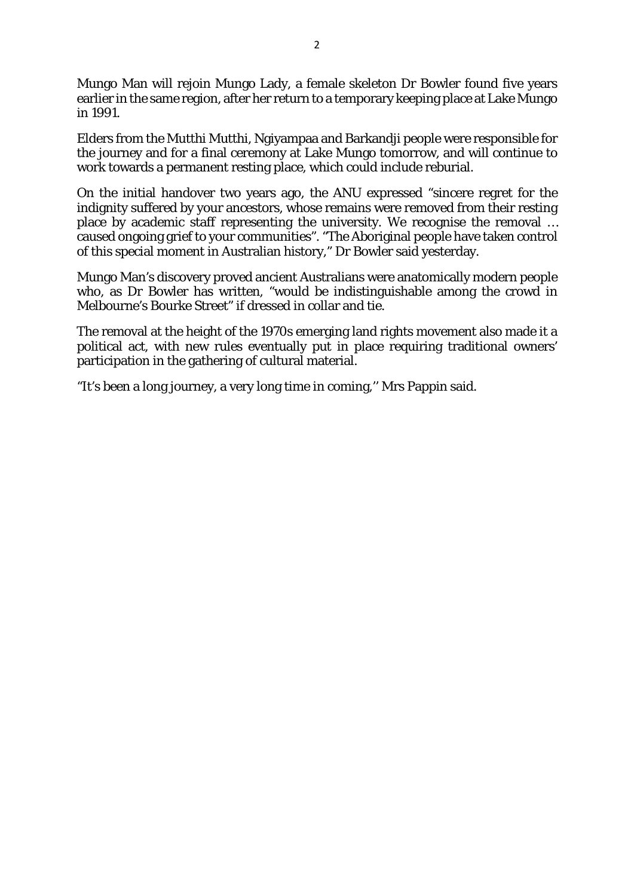Mungo Man will rejoin Mungo Lady, a female skeleton Dr Bowler found five years earlier in the same region, after her return to a temporary keeping place at Lake Mungo in 1991.

Elders from the Mutthi Mutthi, Ngiyampaa and Barkandji people were responsible for the journey and for a final ceremony at Lake Mungo tomorrow, and will continue to work towards a permanent resting place, which could include reburial.

On the initial handover two years ago, the ANU expressed "sincere regret for the indignity suffered by your ancestors, whose remains were removed from their resting place by academic staff representing the university. We recognise the removal … caused ongoing grief to your communities". "The Aboriginal people have taken control of this special moment in Australian history," Dr Bowler said yesterday.

Mungo Man's discovery proved ancient Australians were anatomically modern people who, as Dr Bowler has written, "would be indistinguishable among the crowd in Melbourne's Bourke Street" if dressed in collar and tie.

The removal at the height of the 1970s emerging land rights movement also made it a political act, with new rules eventually put in place requiring traditional owners' participation in the gathering of cultural material.

''It's been a long journey, a very long time in coming,'' Mrs Pappin said.